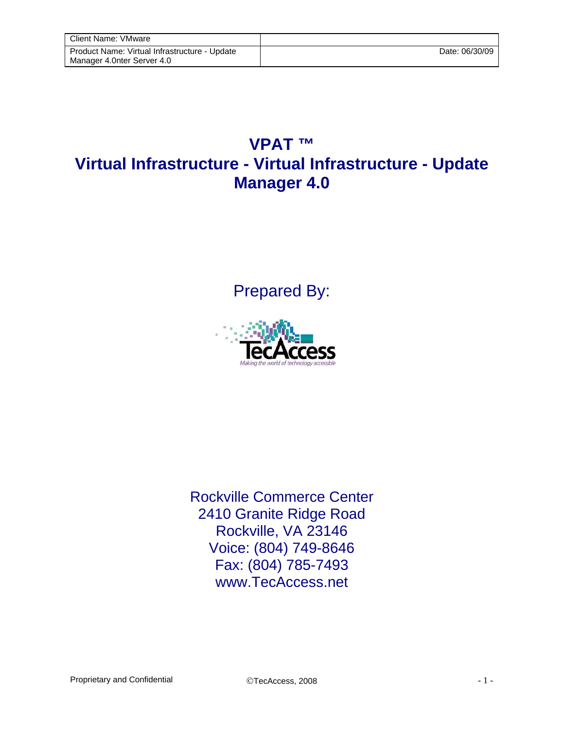| Client Name: VMware | |
| --- | --- |
| Product Name: Virtual Infrastructure - Update Manager 4.0nter Server 4.0 | Date: 06/30/09 |

# VPAT ™
# Virtual Infrastructure - Virtual Infrastructure - Update Manager 4.0

Prepared By:

TecAccess

*Making the world of technology accessible*

Rockville Commerce Center
2410 Granite Ridge Road
Rockville, VA 23146
Voice: (804) 749-8646
Fax: (804) 785-7493
www.TecAccess.net

Proprietary and Confidential ©TecAccess, 2008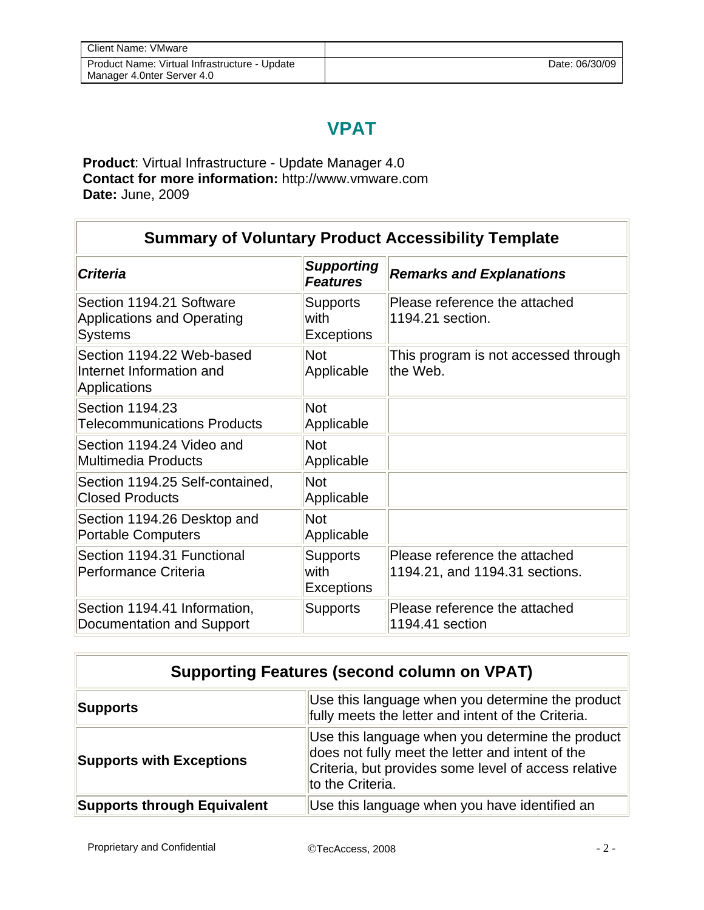| Client Name: VMware | |
| --- | --- |
| Product Name: Virtual Infrastructure - Update Manager 4.0nter Server 4.0 | Date: 06/30/09 |

# VPAT

**Product**: Virtual Infrastructure - Update Manager 4.0
**Contact for more information:** http://www.vmware.com
**Date:** June, 2009

| Summary of Voluntary Product Accessibility Template | | |
| --- | --- | --- |
| ***Criteria*** | ***Supporting Features*** | ***Remarks and Explanations*** |
| Section 1194.21 Software Applications and Operating Systems | Supports with Exceptions | Please reference the attached 1194.21 section. |
| Section 1194.22 Web-based Internet Information and Applications | Not Applicable | This program is not accessed through the Web. |
| Section 1194.23 Telecommunications Products | Not Applicable | |
| Section 1194.24 Video and Multimedia Products | Not Applicable | |
| Section 1194.25 Self-contained, Closed Products | Not Applicable | |
| Section 1194.26 Desktop and Portable Computers | Not Applicable | |
| Section 1194.31 Functional Performance Criteria | Supports with Exceptions | Please reference the attached 1194.21, and 1194.31 sections. |
| Section 1194.41 Information, Documentation and Support | Supports | Please reference the attached 1194.41 section |

| Supporting Features (second column on VPAT) | |
| --- | --- |
| **Supports** | Use this language when you determine the product fully meets the letter and intent of the Criteria. |
| **Supports with Exceptions** | Use this language when you determine the product does not fully meet the letter and intent of the Criteria, but provides some level of access relative to the Criteria. |
| **Supports through Equivalent** | Use this language when you have identified an |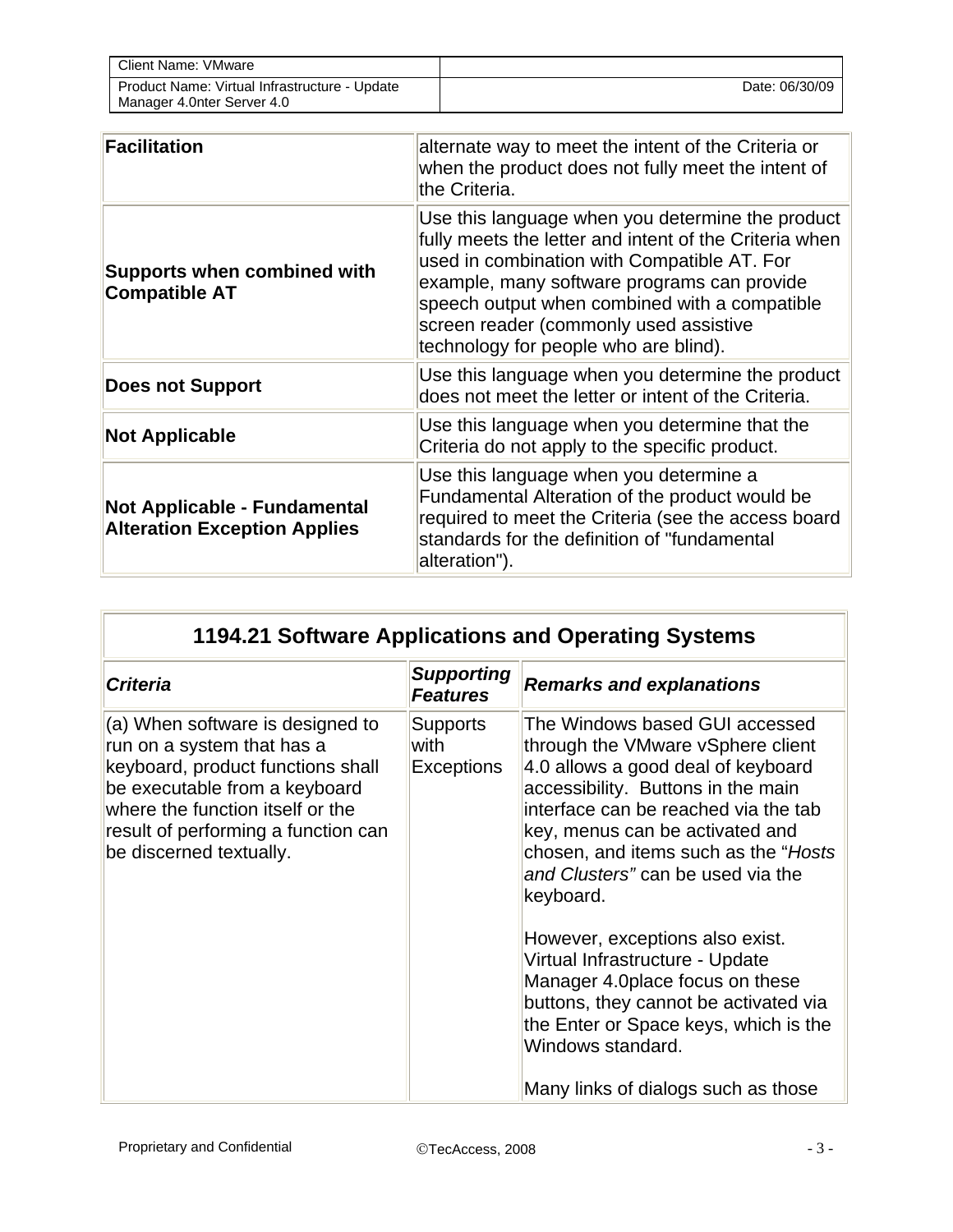| | |
|---|---|
| **Facilitation** | alternate way to meet the intent of the Criteria or when the product does not fully meet the intent of the Criteria. |
| **Supports when combined with Compatible AT** | Use this language when you determine the product fully meets the letter and intent of the Criteria when used in combination with Compatible AT. For example, many software programs can provide speech output when combined with a compatible screen reader (commonly used assistive technology for people who are blind). |
| **Does not Support** | Use this language when you determine the product does not meet the letter or intent of the Criteria. |
| **Not Applicable** | Use this language when you determine that the Criteria do not apply to the specific product. |
| **Not Applicable - Fundamental Alteration Exception Applies** | Use this language when you determine a Fundamental Alteration of the product would be required to meet the Criteria (see the access board standards for the definition of "fundamental alteration"). |

## 1194.21 Software Applications and Operating Systems

| ***Criteria*** | ***Supporting Features*** | ***Remarks and explanations*** |
|---|---|---|
| (a) When software is designed to run on a system that has a keyboard, product functions shall be executable from a keyboard where the function itself or the result of performing a function can be discerned textually. | Supports with Exceptions | The Windows based GUI accessed through the VMware vSphere client 4.0 allows a good deal of keyboard accessibility. Buttons in the main interface can be reached via the tab key, menus can be activated and chosen, and items such as the "*Hosts and Clusters"* can be used via the keyboard.<br><br>However, exceptions also exist. Virtual Infrastructure - Update Manager 4.0place focus on these buttons, they cannot be activated via the Enter or Space keys, which is the Windows standard.<br><br>Many links of dialogs such as those |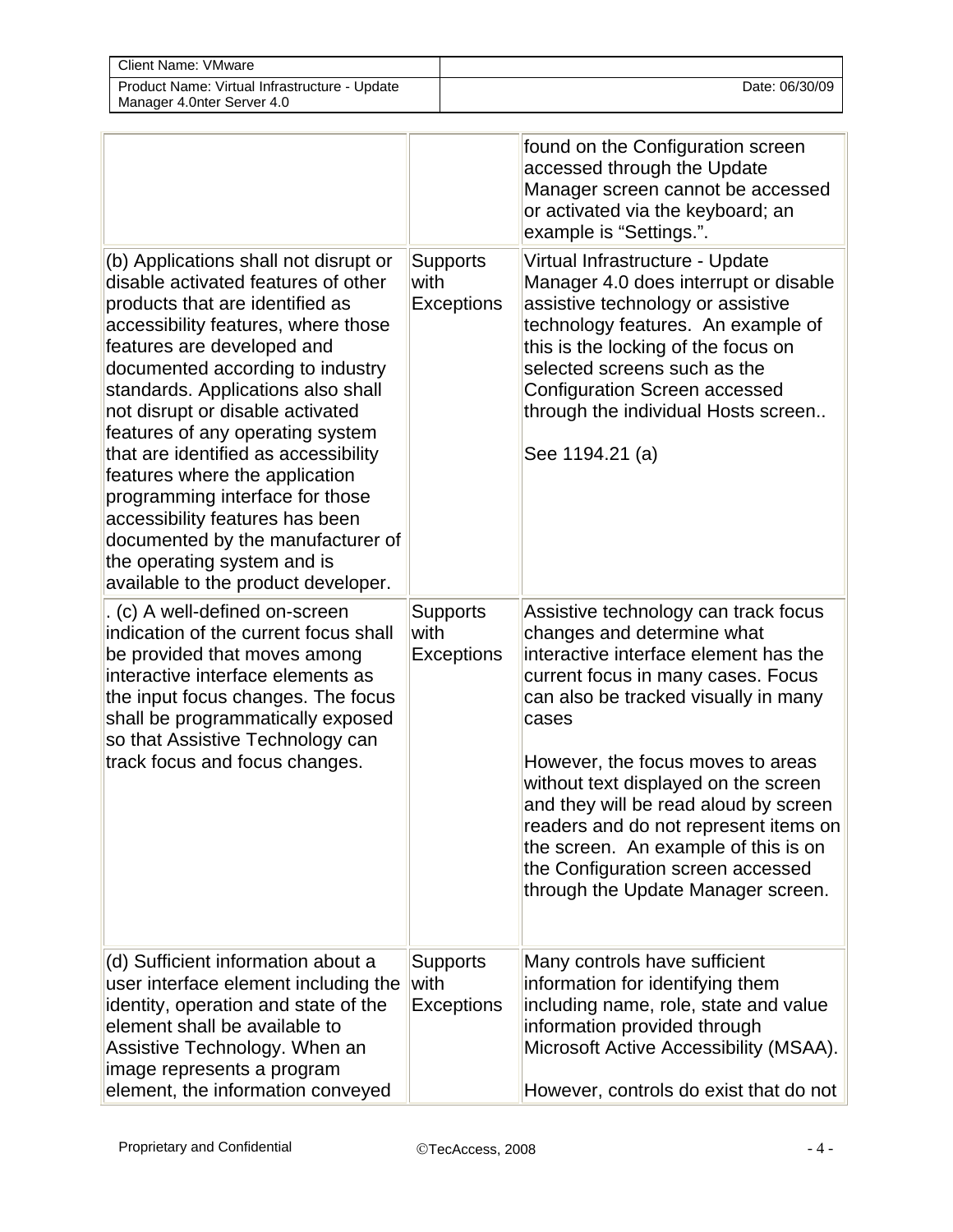| | | |
|---|---|---|
| | | found on the Configuration screen accessed through the Update Manager screen cannot be accessed or activated via the keyboard; an example is “Settings.”. |
| (b) Applications shall not disrupt or disable activated features of other products that are identified as accessibility features, where those features are developed and documented according to industry standards. Applications also shall not disrupt or disable activated features of any operating system that are identified as accessibility features where the application programming interface for those accessibility features has been documented by the manufacturer of the operating system and is available to the product developer. | Supports with Exceptions | Virtual Infrastructure - Update Manager 4.0 does interrupt or disable assistive technology or assistive technology features. An example of this is the locking of the focus on selected screens such as the Configuration Screen accessed through the individual Hosts screen..<br><br>See 1194.21 (a) |
| . (c) A well-defined on-screen indication of the current focus shall be provided that moves among interactive interface elements as the input focus changes. The focus shall be programmatically exposed so that Assistive Technology can track focus and focus changes. | Supports with Exceptions | Assistive technology can track focus changes and determine what interactive interface element has the current focus in many cases. Focus can also be tracked visually in many cases<br><br>However, the focus moves to areas without text displayed on the screen and they will be read aloud by screen readers and do not represent items on the screen. An example of this is on the Configuration screen accessed through the Update Manager screen. |
| (d) Sufficient information about a user interface element including the identity, operation and state of the element shall be available to Assistive Technology. When an image represents a program element, the information conveyed | Supports with Exceptions | Many controls have sufficient information for identifying them including name, role, state and value information provided through Microsoft Active Accessibility (MSAA).<br><br>However, controls do exist that do not |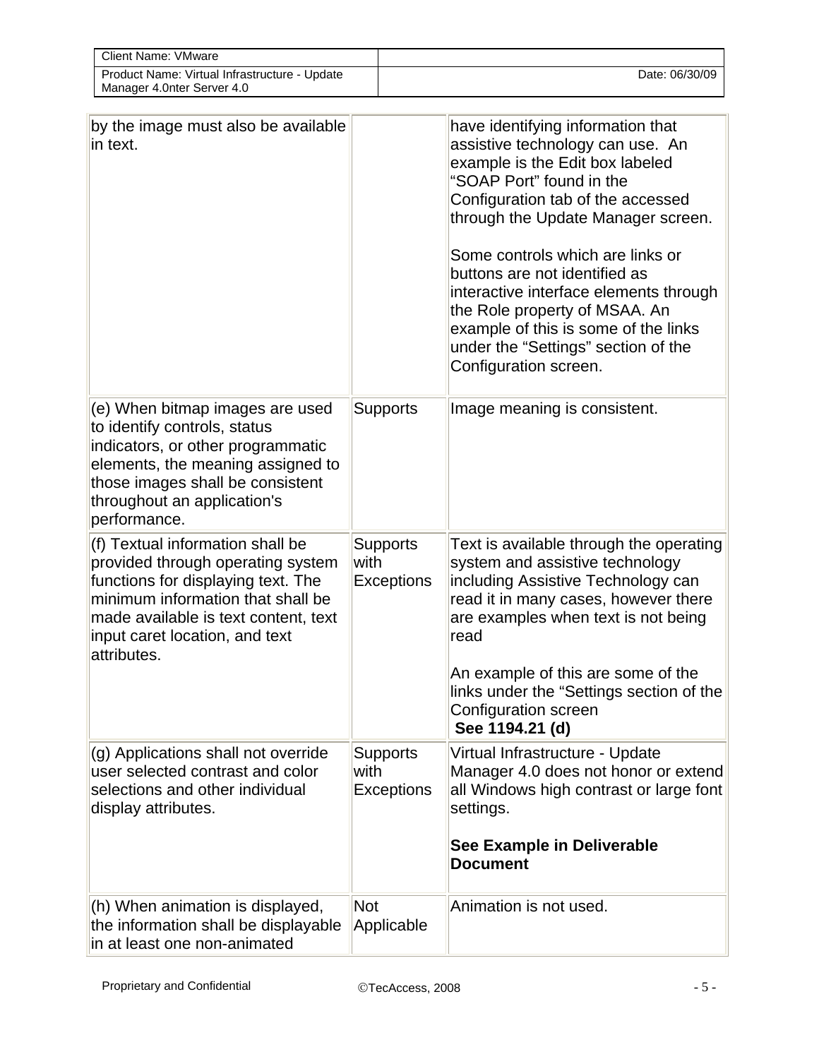| | | |
|---|---|---|
| by the image must also be available in text. | | have identifying information that assistive technology can use. An example is the Edit box labeled “SOAP Port” found in the Configuration tab of the accessed through the Update Manager screen.<br><br>Some controls which are links or buttons are not identified as interactive interface elements through the Role property of MSAA. An example of this is some of the links under the “Settings” section of the Configuration screen. |
| (e) When bitmap images are used to identify controls, status indicators, or other programmatic elements, the meaning assigned to those images shall be consistent throughout an application's performance. | Supports | Image meaning is consistent. |
| (f) Textual information shall be provided through operating system functions for displaying text. The minimum information that shall be made available is text content, text input caret location, and text attributes. | Supports with Exceptions | Text is available through the operating system and assistive technology including Assistive Technology can read it in many cases, however there are examples when text is not being read<br><br>An example of this are some of the links under the “Settings section of the Configuration screen<br>**See 1194.21 (d)** |
| (g) Applications shall not override user selected contrast and color selections and other individual display attributes. | Supports with Exceptions | Virtual Infrastructure - Update Manager 4.0 does not honor or extend all Windows high contrast or large font settings.<br><br>**See Example in Deliverable Document** |
| (h) When animation is displayed, the information shall be displayable in at least one non-animated | Not Applicable | Animation is not used. |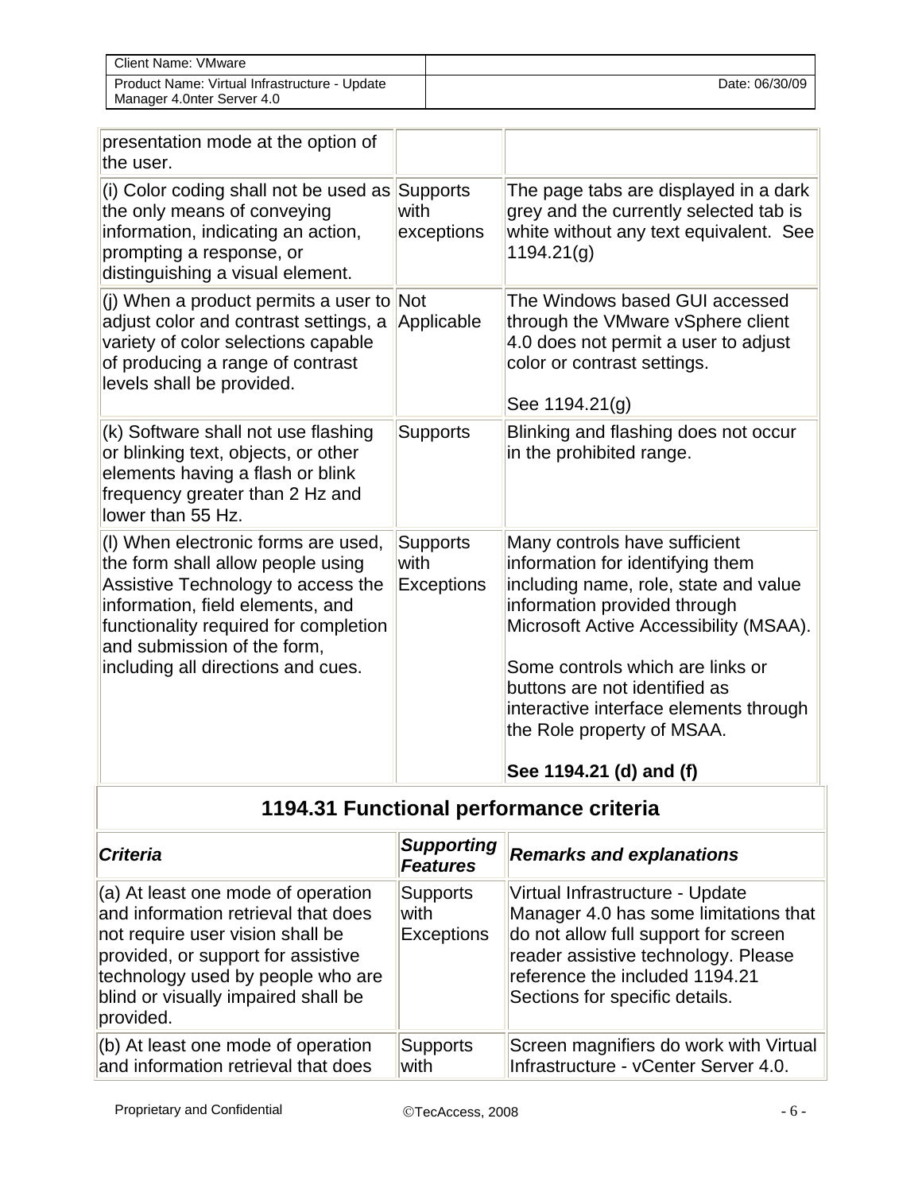| | | |
|---|---|---|
| presentation mode at the option of the user. | | |
| (i) Color coding shall not be used as the only means of conveying information, indicating an action, prompting a response, or distinguishing a visual element. | Supports with exceptions | The page tabs are displayed in a dark grey and the currently selected tab is white without any text equivalent. See 1194.21(g) |
| (j) When a product permits a user to adjust color and contrast settings, a variety of color selections capable of producing a range of contrast levels shall be provided. | Not Applicable | The Windows based GUI accessed through the VMware vSphere client 4.0 does not permit a user to adjust color or contrast settings.<br><br>See 1194.21(g) |
| (k) Software shall not use flashing or blinking text, objects, or other elements having a flash or blink frequency greater than 2 Hz and lower than 55 Hz. | Supports | Blinking and flashing does not occur in the prohibited range. |
| (l) When electronic forms are used, the form shall allow people using Assistive Technology to access the information, field elements, and functionality required for completion and submission of the form, including all directions and cues. | Supports with Exceptions | Many controls have sufficient information for identifying them including name, role, state and value information provided through Microsoft Active Accessibility (MSAA).<br><br>Some controls which are links or buttons are not identified as interactive interface elements through the Role property of MSAA.<br><br>**See 1194.21 (d) and (f)** |

## 1194.31 Functional performance criteria

| *Criteria* | *Supporting Features* | *Remarks and explanations* |
|---|---|---|
| (a) At least one mode of operation and information retrieval that does not require user vision shall be provided, or support for assistive technology used by people who are blind or visually impaired shall be provided. | Supports with Exceptions | Virtual Infrastructure - Update Manager 4.0 has some limitations that do not allow full support for screen reader assistive technology. Please reference the included 1194.21 Sections for specific details. |
| (b) At least one mode of operation and information retrieval that does | Supports with | Screen magnifiers do work with Virtual Infrastructure - vCenter Server 4.0. |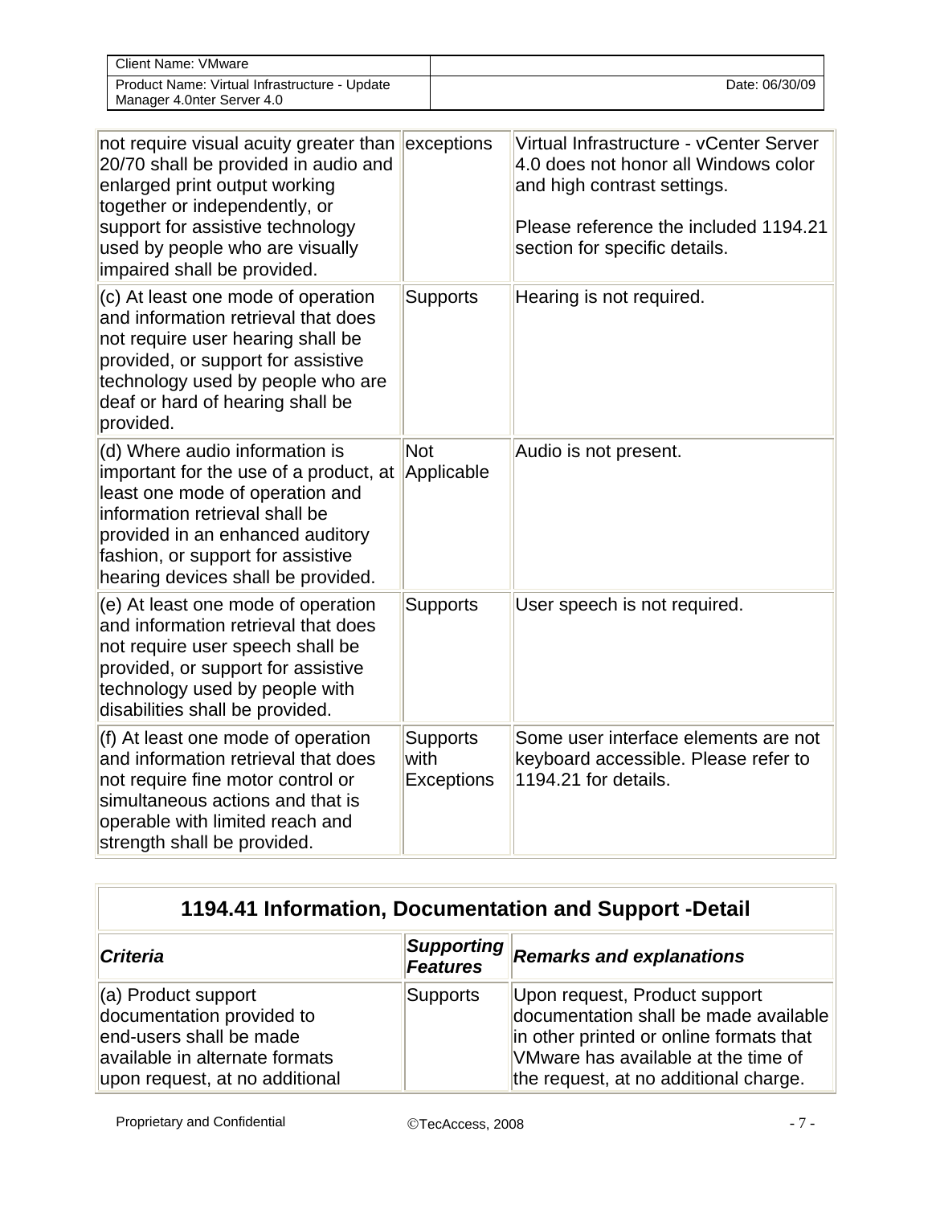| | | |
|---|---|---|
| not require visual acuity greater than 20/70 shall be provided in audio and enlarged print output working together or independently, or support for assistive technology used by people who are visually impaired shall be provided. | exceptions | Virtual Infrastructure - vCenter Server 4.0 does not honor all Windows color and high contrast settings.<br><br>Please reference the included 1194.21 section for specific details. |
| (c) At least one mode of operation and information retrieval that does not require user hearing shall be provided, or support for assistive technology used by people who are deaf or hard of hearing shall be provided. | Supports | Hearing is not required. |
| (d) Where audio information is important for the use of a product, at least one mode of operation and information retrieval shall be provided in an enhanced auditory fashion, or support for assistive hearing devices shall be provided. | Not Applicable | Audio is not present. |
| (e) At least one mode of operation and information retrieval that does not require user speech shall be provided, or support for assistive technology used by people with disabilities shall be provided. | Supports | User speech is not required. |
| (f) At least one mode of operation and information retrieval that does not require fine motor control or simultaneous actions and that is operable with limited reach and strength shall be provided. | Supports with Exceptions | Some user interface elements are not keyboard accessible. Please refer to 1194.21 for details. |

| 1194.41 Information, Documentation and Support -Detail | | |
|---|---|---|
| ***Criteria*** | ***Supporting Features*** | ***Remarks and explanations*** |
| (a) Product support documentation provided to end-users shall be made available in alternate formats upon request, at no additional | Supports | Upon request, Product support documentation shall be made available in other printed or online formats that VMware has available at the time of the request, at no additional charge. |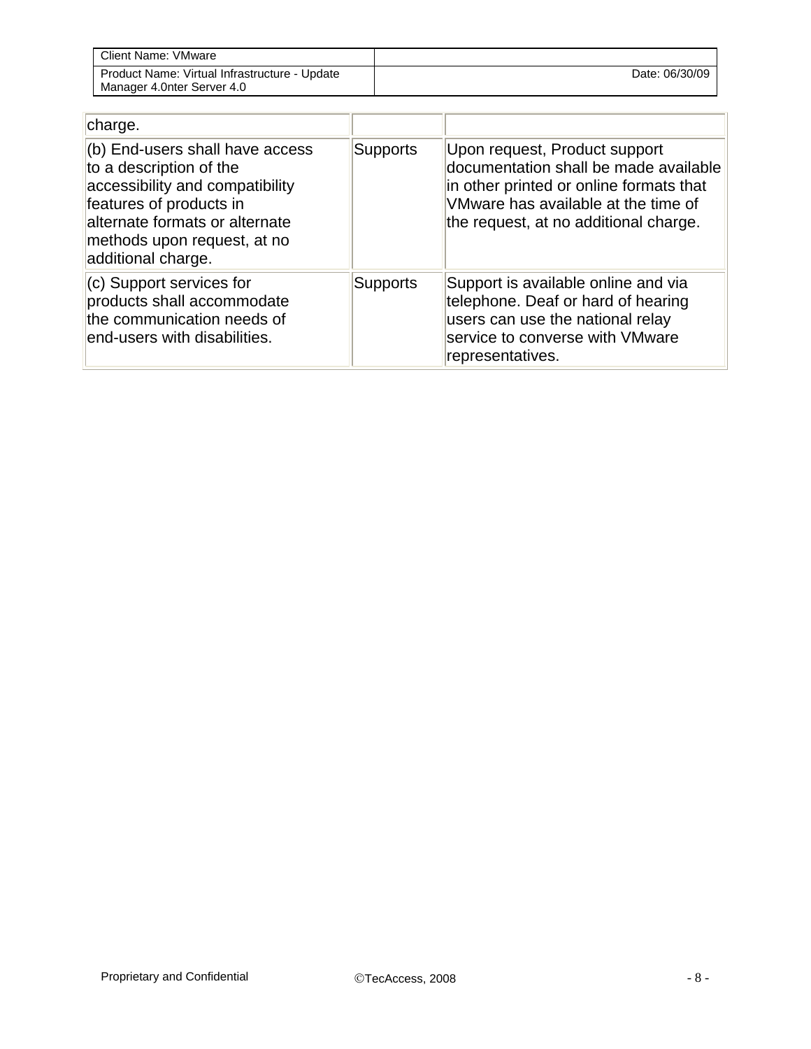| | | |
|---|---|---|
| charge. | | |
| (b) End-users shall have access to a description of the accessibility and compatibility features of products in alternate formats or alternate methods upon request, at no additional charge. | Supports | Upon request, Product support documentation shall be made available in other printed or online formats that VMware has available at the time of the request, at no additional charge. |
| (c) Support services for products shall accommodate the communication needs of end-users with disabilities. | Supports | Support is available online and via telephone. Deaf or hard of hearing users can use the national relay service to converse with VMware representatives. |